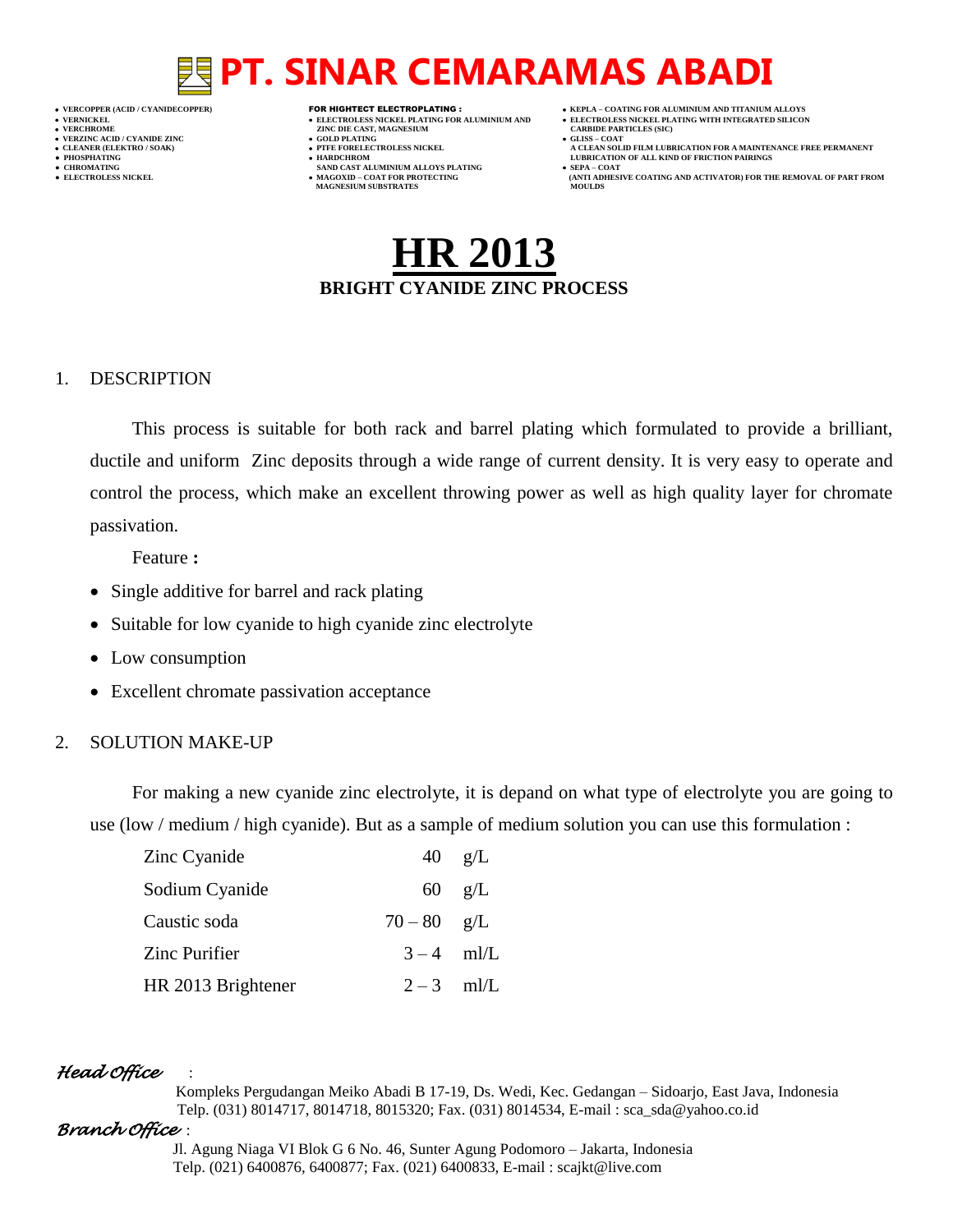# PT. SINAR CEMARAMAS ABADI

- VERCOPPER (ACID / CYANIDECOPPER)
- VERNICKEL
- VERCHROME
- VERZINC ACID / CYANIDE ZINC
- CLEANER (ELEKTRO / SOAK)
- PHOSPHATING
- CHROMATING
- ELECTROLESS NICKEL

**FOR HIGHTECT ELECTROPLATING :**

- ELECTROLESS NICKEL PLATING FOR ALUMINIUM AND ZINC DIE CAST, MAGNESIUM
- GOLD PLATING
- PTFE FORELECTROLESS NICKEL
- HARDCHROM SAND CAST ALUMINIUM ALLOYS PLATING
- MAGOXID – COAT FOR PROTECTING MAGNESIUM SUBSTRATES

- KEPLA – COATING FOR ALUMINIUM AND TITANIUM ALLOYS
- ELECTROLESS NICKEL PLATING WITH INTEGRATED SILICON CARBIDE PARTICLES (SIC)
- GLISS – COAT A CLEAN SOLID FILM LUBRICATION FOR A MAINTENANCE FREE PERMANENT LUBRICATION OF ALL KIND OF FRICTION PAIRINGS
- SEPA – COAT (ANTI ADHESIVE COATING AND ACTIVATOR) FOR THE REMOVAL OF PART FROM MOULDS

# HR 2013

**BRIGHT CYANIDE ZINC PROCESS**

## 1. DESCRIPTION

This process is suitable for both rack and barrel plating which formulated to provide a brilliant, ductile and uniform Zinc deposits through a wide range of current density. It is very easy to operate and control the process, which make an excellent throwing power as well as high quality layer for chromate passivation.

Feature **:**

- Single additive for barrel and rack plating
- Suitable for low cyanide to high cyanide zinc electrolyte
- Low consumption
- Excellent chromate passivation acceptance

## 2. SOLUTION MAKE-UP

For making a new cyanide zinc electrolyte, it is depand on what type of electrolyte you are going to use (low / medium / high cyanide). But as a sample of medium solution you can use this formulation :

| | | |
|---|---|---|
| Zinc Cyanide | 40 | g/L |
| Sodium Cyanide | 60 | g/L |
| Caustic soda | 70 – 80 | g/L |
| Zinc Purifier | 3 – 4 | ml/L |
| HR 2013 Brightener | 2 – 3 | ml/L |

*Head Office* :

Kompleks Pergudangan Meiko Abadi B 17-19, Ds. Wedi, Kec. Gedangan – Sidoarjo, East Java, Indonesia
Telp. (031) 8014717, 8014718, 8015320; Fax. (031) 8014534, E-mail : sca_sda@yahoo.co.id

*Branch Office* :

Jl. Agung Niaga VI Blok G 6 No. 46, Sunter Agung Podomoro – Jakarta, Indonesia
Telp. (021) 6400876, 6400877; Fax. (021) 6400833, E-mail : scajkt@live.com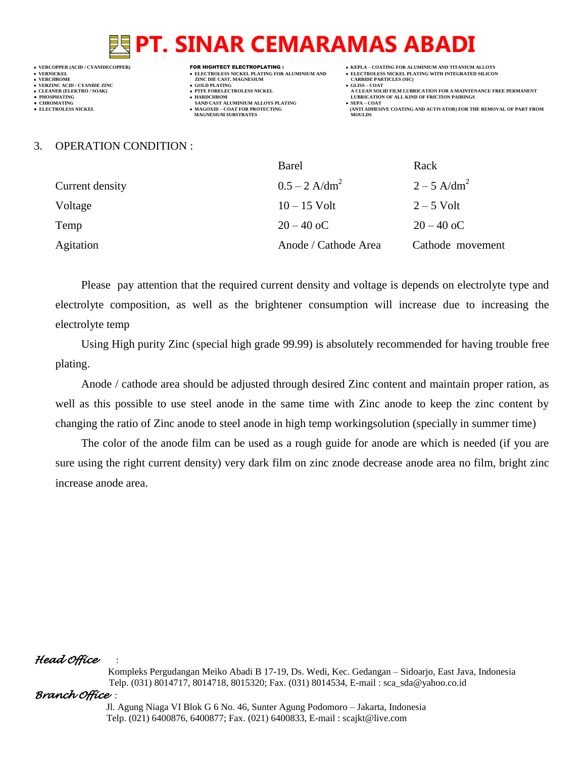3. OPERATION CONDITION :

| | Barel | Rack |
|---|---|---|
| Current density | 0.5 – 2 A/dm$^2$ | 2 – 5 A/dm$^2$ |
| Voltage | 10 – 15 Volt | 2 – 5 Volt |
| Temp | 20 – 40 oC | 20 – 40 oC |
| Agitation | Anode / Cathode Area | Cathode movement |

Please pay attention that the required current density and voltage is depends on electrolyte type and electrolyte composition, as well as the brightener consumption will increase due to increasing the electrolyte temp

Using High purity Zinc (special high grade 99.99) is absolutely recommended for having trouble free plating.

Anode / cathode area should be adjusted through desired Zinc content and maintain proper ration, as well as this possible to use steel anode in the same time with Zinc anode to keep the zinc content by changing the ratio of Zinc anode to steel anode in high temp workingsolution (specially in summer time)

The color of the anode film can be used as a rough guide for anode are which is needed (if you are sure using the right current density) very dark film on zinc znode decrease anode area no film, bright zinc increase anode area.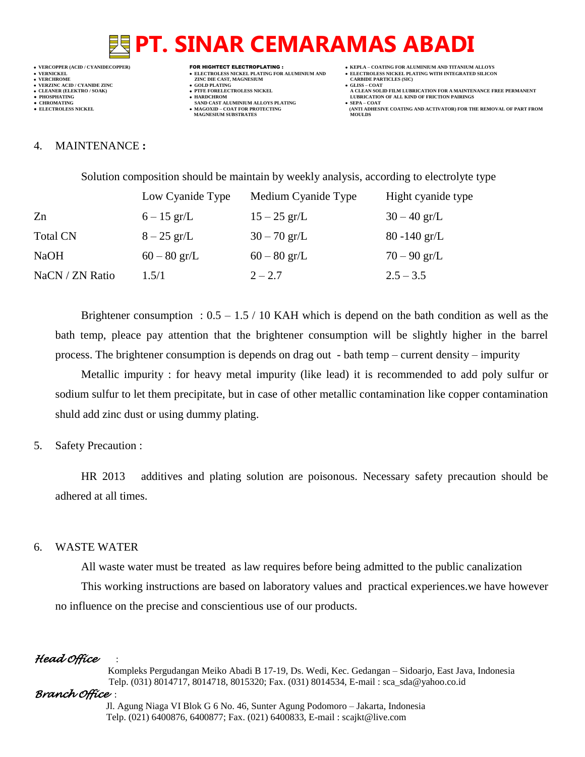# PT. SINAR CEMARAMAS ABADI

- VERCOPPER (ACID / CYANIDECOPPER)
- VERNICKEL
- VERCHROME
- VERZINC ACID / CYANIDE ZINC
- CLEANER (ELEKTRO / SOAK)
- PHOSPHATING
- CHROMATING
- ELECTROLESS NICKEL

FOR HIGHTECT ELECTROPLATING :

- ELECTROLESS NICKEL PLATING FOR ALUMINIUM AND ZINC DIE CAST, MAGNESIUM
- GOLD PLATING
- PTFE FORELECTROLESS NICKEL
- HARDCHROM SAND CAST ALUMINIUM ALLOYS PLATING
- MAGOXID – COAT FOR PROTECTING MAGNESIUM SUBSTRATES

- KEPLA – COATING FOR ALUMINIUM AND TITANIUM ALLOYS
- ELECTROLESS NICKEL PLATING WITH INTEGRATED SILICON CARBIDE PARTICLES (SIC)
- GLISS – COAT A CLEAN SOLID FILM LUBRICATION FOR A MAINTENANCE FREE PERMANENT LUBRICATION OF ALL KIND OF FRICTION PAIRINGS
- SEPA – COAT (ANTI ADHESIVE COATING AND ACTIVATOR) FOR THE REMOVAL OF PART FROM MOULDS

4. MAINTENANCE **:**

Solution composition should be maintain by weekly analysis, according to electrolyte type

| | Low Cyanide Type | Medium Cyanide Type | Hight cyanide type |
|---|---|---|---|
| Zn | 6 – 15 gr/L | 15 – 25 gr/L | 30 – 40 gr/L |
| Total CN | 8 – 25 gr/L | 30 – 70 gr/L | 80 -140 gr/L |
| NaOH | 60 – 80 gr/L | 60 – 80 gr/L | 70 – 90 gr/L |
| NaCN / ZN Ratio | 1.5/1 | 2 – 2.7 | 2.5 – 3.5 |

Brightener consumption : 0.5 – 1.5 / 10 KAH which is depend on the bath condition as well as the bath temp, pleace pay attention that the brightener consumption will be slightly higher in the barrel process. The brightener consumption is depends on drag out - bath temp – current density – impurity

Metallic impurity : for heavy metal impurity (like lead) it is recommended to add poly sulfur or sodium sulfur to let them precipitate, but in case of other metallic contamination like copper contamination shuld add zinc dust or using dummy plating.

5. Safety Precaution :

HR 2013 additives and plating solution are poisonous. Necessary safety precaution should be adhered at all times.

6. WASTE WATER

All waste water must be treated as law requires before being admitted to the public canalization

This working instructions are based on laboratory values and practical experiences.we have however no influence on the precise and conscientious use of our products.

*Head Office* :

Kompleks Pergudangan Meiko Abadi B 17-19, Ds. Wedi, Kec. Gedangan – Sidoarjo, East Java, Indonesia
Telp. (031) 8014717, 8014718, 8015320; Fax. (031) 8014534, E-mail : sca_sda@yahoo.co.id

*Branch Office* :

Jl. Agung Niaga VI Blok G 6 No. 46, Sunter Agung Podomoro – Jakarta, Indonesia
Telp. (021) 6400876, 6400877; Fax. (021) 6400833, E-mail : scajkt@live.com